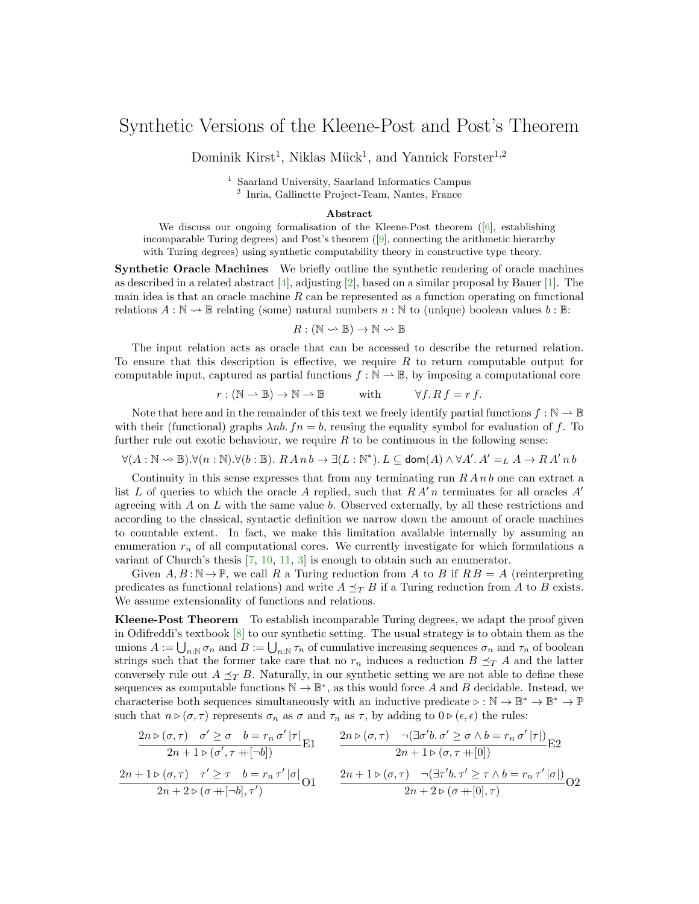# Synthetic Versions of the Kleene-Post and Post's Theorem

Dominik Kirst[1], Niklas Mück[1], and Yannick Forster[1,2]

[1] Saarland University, Saarland Informatics Campus
[2] Inria, Gallinette Project-Team, Nantes, France

### Abstract

We discuss our ongoing formalisation of the Kleene-Post theorem ([6], establishing incomparable Turing degrees) and Post's theorem ([9], connecting the arithmetic hierarchy with Turing degrees) using synthetic computability theory in constructive type theory.

**Synthetic Oracle Machines** We briefly outline the synthetic rendering of oracle machines as described in a related abstract [4], adjusting [2], based on a similar proposal by Bauer [1]. The main idea is that an oracle machine $R$ can be represented as a function operating on functional relations $A : \mathbb{N} \rightsquigarrow \mathbb{B}$ relating (some) natural numbers $n : \mathbb{N}$ to (unique) boolean values $b : \mathbb{B}$:

$$R : (\mathbb{N} \rightsquigarrow \mathbb{B}) \to \mathbb{N} \rightsquigarrow \mathbb{B}$$

The input relation acts as oracle that can be accessed to describe the returned relation. To ensure that this description is effective, we require $R$ to return computable output for computable input, captured as partial functions $f : \mathbb{N} \rightharpoonup \mathbb{B}$, by imposing a computational core

$$r : (\mathbb{N} \rightharpoonup \mathbb{B}) \to \mathbb{N} \rightharpoonup \mathbb{B} \qquad \text{with} \qquad \forall f.\, R\, f = r\, f.$$

Note that here and in the remainder of this text we freely identify partial functions $f : \mathbb{N} \rightharpoonup \mathbb{B}$ with their (functional) graphs $\lambda nb.\, f n = b$, reusing the equality symbol for evaluation of $f$. To further rule out exotic behaviour, we require $R$ to be continuous in the following sense:

$$\forall (A : \mathbb{N} \rightsquigarrow \mathbb{B}). \forall (n : \mathbb{N}). \forall (b : \mathbb{B}).\ R\, A\, n\, b \to \exists (L : \mathbb{N}^*).\, L \subseteq \mathsf{dom}(A) \land \forall A'.\, A' =_L A \to R\, A'\, n\, b$$

Continuity in this sense expresses that from any terminating run $R\, A\, n\, b$ one can extract a list $L$ of queries to which the oracle $A$ replied, such that $R\, A'\, n$ terminates for all oracles $A'$ agreeing with $A$ on $L$ with the same value $b$. Observed externally, by all these restrictions and according to the classical, syntactic definition we narrow down the amount of oracle machines to countable extent. In fact, we make this limitation available internally by assuming an enumeration $r_n$ of all computational cores. We currently investigate for which formulations a variant of Church's thesis [7, 10, 11, 3] is enough to obtain such an enumerator.

Given $A, B : \mathbb{N} \to \mathbb{P}$, we call $R$ a Turing reduction from $A$ to $B$ if $R\, B = A$ (reinterpreting predicates as functional relations) and write $A \preceq_T B$ if a Turing reduction from $A$ to $B$ exists. We assume extensionality of functions and relations.

**Kleene-Post Theorem** To establish incomparable Turing degrees, we adapt the proof given in Odifreddi's textbook [8] to our synthetic setting. The usual strategy is to obtain them as the unions $A := \bigcup_{n:\mathbb{N}} \sigma_n$ and $B := \bigcup_{n:\mathbb{N}} \tau_n$ of cumulative increasing sequences $\sigma_n$ and $\tau_n$ of boolean strings such that the former take care that no $r_n$ induces a reduction $B \preceq_T A$ and the latter conversely rule out $A \preceq_T B$. Naturally, in our synthetic setting we are not able to define these sequences as computable functions $\mathbb{N} \to \mathbb{B}^*$, as this would force $A$ and $B$ decidable. Instead, we characterise both sequences simultaneously with an inductive predicate $\rhd : \mathbb{N} \to \mathbb{B}^* \to \mathbb{B}^* \to \mathbb{P}$ such that $n \rhd (\sigma, \tau)$ represents $\sigma_n$ as $\sigma$ and $\tau_n$ as $\tau$, by adding to $0 \rhd (\epsilon, \epsilon)$ the rules:

$$\frac{2n \rhd (\sigma, \tau) \quad \sigma' \geq \sigma \quad b = r_n\, \sigma'\, |\tau|}{2n+1 \rhd (\sigma', \tau +\!\!+ [\neg b])}\text{E1} \qquad \frac{2n \rhd (\sigma, \tau) \quad \neg(\exists \sigma' b.\, \sigma' \geq \sigma \land b = r_n\, \sigma'\, |\tau|)}{2n+1 \rhd (\sigma, \tau +\!\!+ [0])}\text{E2}$$

$$\frac{2n+1 \rhd (\sigma, \tau) \quad \tau' \geq \tau \quad b = r_n\, \tau'\, |\sigma|}{2n+2 \rhd (\sigma +\!\!+ [\neg b], \tau')}\text{O1} \qquad \frac{2n+1 \rhd (\sigma, \tau) \quad \neg(\exists \tau' b.\, \tau' \geq \tau \land b = r_n\, \tau'\, |\sigma|)}{2n+2 \rhd (\sigma +\!\!+ [0], \tau)}\text{O2}$$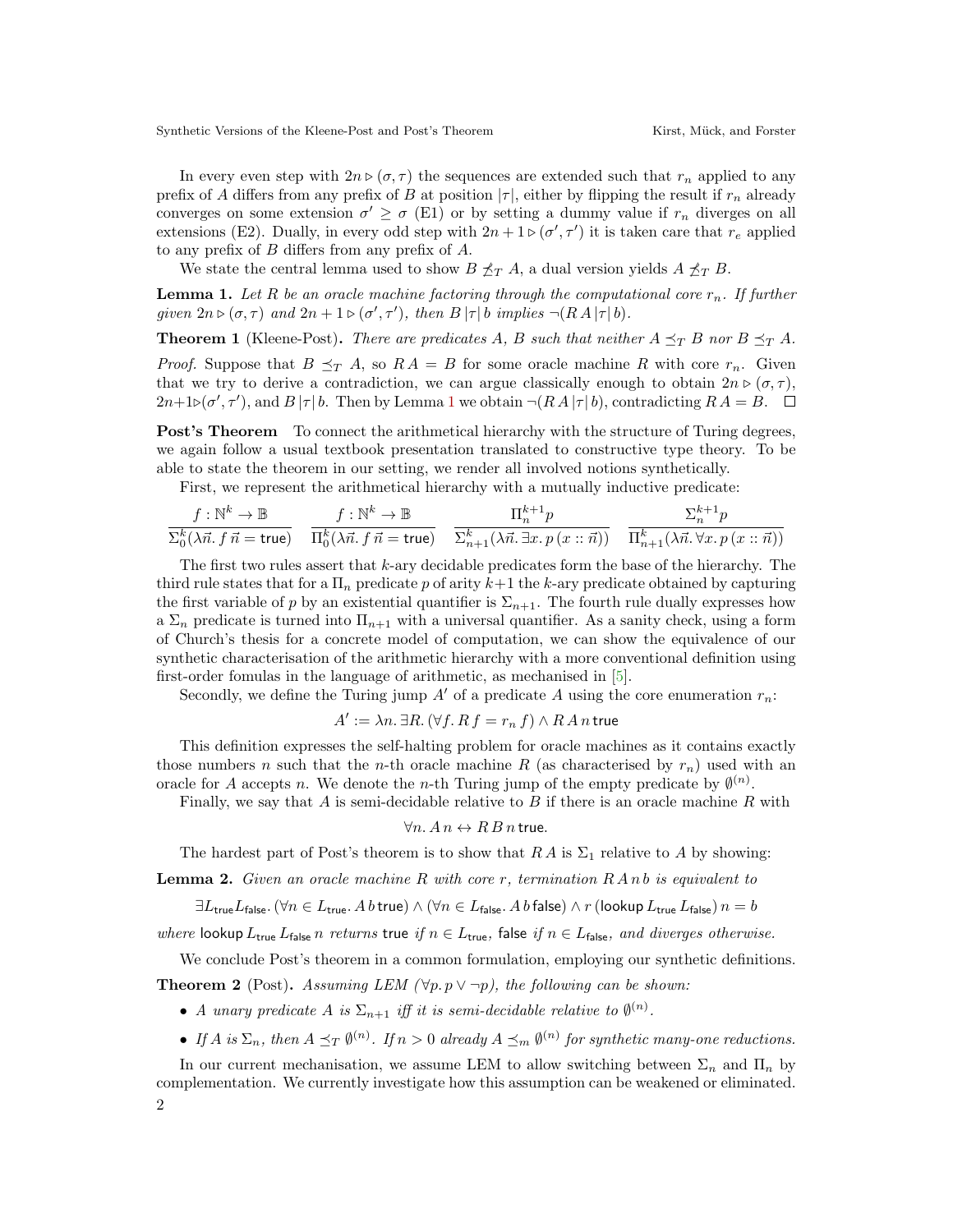In every even step with $2n \triangleright (\sigma, \tau)$ the sequences are extended such that $r_n$ applied to any prefix of $A$ differs from any prefix of $B$ at position $|\tau|$, either by flipping the result if $r_n$ already converges on some extension $\sigma' \geq \sigma$ (E1) or by setting a dummy value if $r_n$ diverges on all extensions (E2). Dually, in every odd step with $2n+1 \triangleright (\sigma', \tau')$ it is taken care that $r_e$ applied to any prefix of $B$ differs from any prefix of $A$.

We state the central lemma used to show $B \not\preceq_T A$, a dual version yields $A \not\preceq_T B$.

**Lemma 1.** *Let $R$ be an oracle machine factoring through the computational core $r_n$. If further given $2n \triangleright (\sigma, \tau)$ and $2n+1 \triangleright (\sigma', \tau')$, then $B\,|\tau|\,b$ implies $\neg(R\,A\,|\tau|\,b)$.*

**Theorem 1** (Kleene-Post)**.** *There are predicates $A$, $B$ such that neither $A \preceq_T B$ nor $B \preceq_T A$.*

*Proof.* Suppose that $B \preceq_T A$, so $R\,A = B$ for some oracle machine $R$ with core $r_n$. Given that we try to derive a contradiction, we can argue classically enough to obtain $2n \triangleright (\sigma, \tau)$, $2n+1 \triangleright (\sigma', \tau')$, and $B\,|\tau|\,b$. Then by Lemma 1 we obtain $\neg(R\,A\,|\tau|\,b)$, contradicting $R\,A = B$. ☐

**Post's Theorem** To connect the arithmetical hierarchy with the structure of Turing degrees, we again follow a usual textbook presentation translated to constructive type theory. To be able to state the theorem in our setting, we render all involved notions synthetically.

First, we represent the arithmetical hierarchy with a mutually inductive predicate:

$$\frac{f : \mathbb{N}^k \to \mathbb{B}}{\Sigma^k_0(\lambda\vec{n}.\, f\,\vec{n} = \mathsf{true})} \qquad \frac{f : \mathbb{N}^k \to \mathbb{B}}{\Pi^k_0(\lambda\vec{n}.\, f\,\vec{n} = \mathsf{true})} \qquad \frac{\Pi^{k+1}_n p}{\Sigma^k_{n+1}(\lambda\vec{n}.\, \exists x.\, p\,(x :: \vec{n}))} \qquad \frac{\Sigma^{k+1}_n p}{\Pi^k_{n+1}(\lambda\vec{n}.\, \forall x.\, p\,(x :: \vec{n}))}$$

The first two rules assert that $k$-ary decidable predicates form the base of the hierarchy. The third rule states that for a $\Pi_n$ predicate $p$ of arity $k+1$ the $k$-ary predicate obtained by capturing the first variable of $p$ by an existential quantifier is $\Sigma_{n+1}$. The fourth rule dually expresses how a $\Sigma_n$ predicate is turned into $\Pi_{n+1}$ with a universal quantifier. As a sanity check, using a form of Church's thesis for a concrete model of computation, we can show the equivalence of our synthetic characterisation of the arithmetic hierarchy with a more conventional definition using first-order fomulas in the language of arithmetic, as mechanised in [5].

Secondly, we define the Turing jump $A'$ of a predicate $A$ using the core enumeration $r_n$:

$$A' := \lambda n.\, \exists R.\, (\forall f.\, R\,f = r_n\,f) \land R\,A\,n\,\mathsf{true}$$

This definition expresses the self-halting problem for oracle machines as it contains exactly those numbers $n$ such that the $n$-th oracle machine $R$ (as characterised by $r_n$) used with an oracle for $A$ accepts $n$. We denote the $n$-th Turing jump of the empty predicate by $\emptyset^{(n)}$.

Finally, we say that $A$ is semi-decidable relative to $B$ if there is an oracle machine $R$ with

$$\forall n.\, A\,n \leftrightarrow R\,B\,n\,\mathsf{true}.$$

The hardest part of Post's theorem is to show that $R\,A$ is $\Sigma_1$ relative to $A$ by showing:

**Lemma 2.** *Given an oracle machine $R$ with core $r$, termination $R\,A\,n\,b$ is equivalent to*

$$\exists L_{\mathsf{true}} L_{\mathsf{false}}.\, (\forall n \in L_{\mathsf{true}}.\, A\,b\,\mathsf{true}) \land (\forall n \in L_{\mathsf{false}}.\, A\,b\,\mathsf{false}) \land r\,(\mathsf{lookup}\,L_{\mathsf{true}}\,L_{\mathsf{false}})\,n = b$$

*where* $\mathsf{lookup}\,L_{\mathsf{true}}\,L_{\mathsf{false}}\,n$ *returns* $\mathsf{true}$ *if $n \in L_{\mathsf{true}}$,* $\mathsf{false}$ *if $n \in L_{\mathsf{false}}$, and diverges otherwise.*

We conclude Post's theorem in a common formulation, employing our synthetic definitions.

**Theorem 2** (Post)**.** *Assuming LEM ($\forall p.\, p \lor \neg p$), the following can be shown:*

- *A unary predicate $A$ is $\Sigma_{n+1}$ iff it is semi-decidable relative to $\emptyset^{(n)}$.*
- *If $A$ is $\Sigma_n$, then $A \preceq_T \emptyset^{(n)}$. If $n > 0$ already $A \preceq_m \emptyset^{(n)}$ for synthetic many-one reductions.*

In our current mechanisation, we assume LEM to allow switching between $\Sigma_n$ and $\Pi_n$ by complementation. We currently investigate how this assumption can be weakened or eliminated.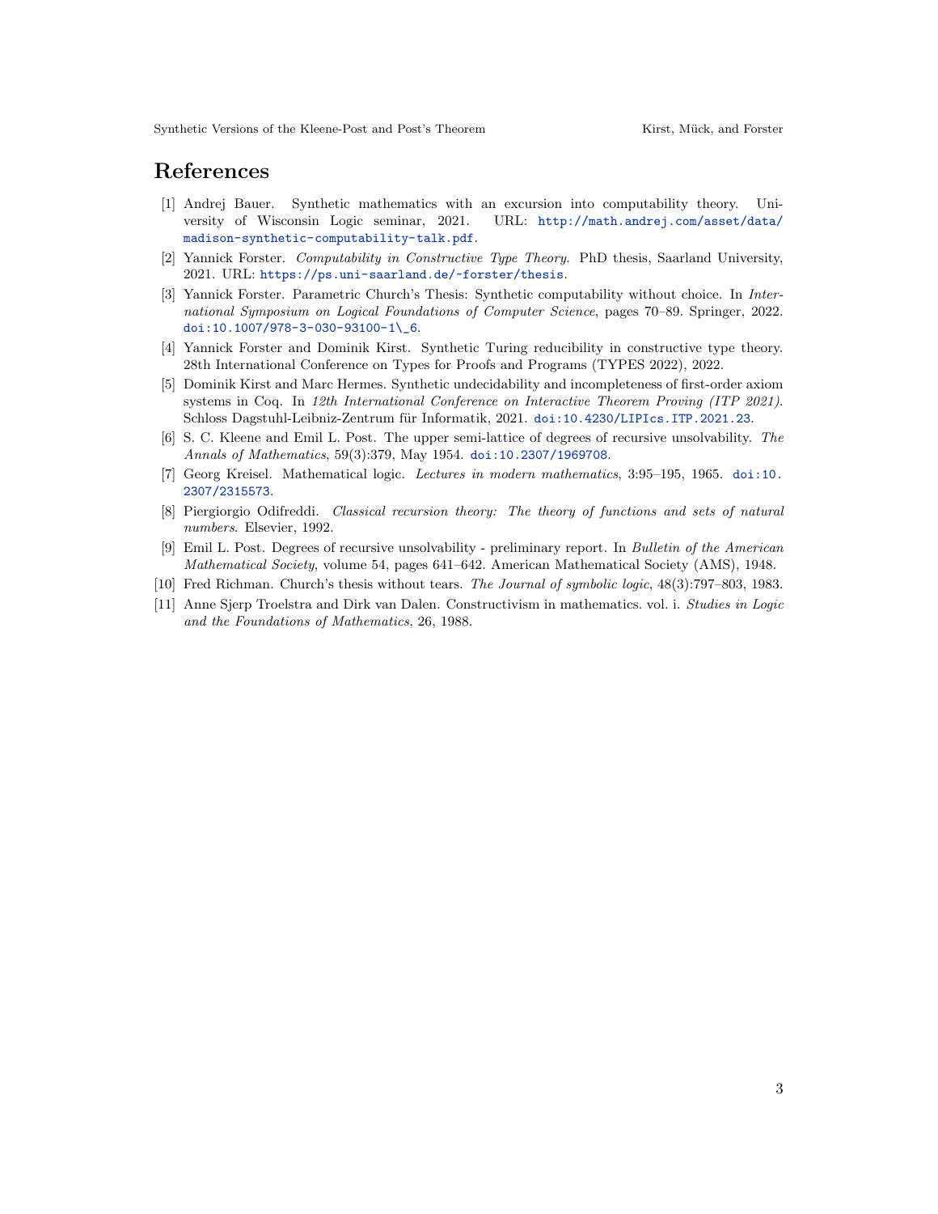# References

[1] Andrej Bauer. Synthetic mathematics with an excursion into computability theory. University of Wisconsin Logic seminar, 2021. URL: http://math.andrej.com/asset/data/madison-synthetic-computability-talk.pdf.

[2] Yannick Forster. *Computability in Constructive Type Theory*. PhD thesis, Saarland University, 2021. URL: https://ps.uni-saarland.de/~forster/thesis.

[3] Yannick Forster. Parametric Church's Thesis: Synthetic computability without choice. In *International Symposium on Logical Foundations of Computer Science*, pages 70–89. Springer, 2022. doi:10.1007/978-3-030-93100-1\_6.

[4] Yannick Forster and Dominik Kirst. Synthetic Turing reducibility in constructive type theory. 28th International Conference on Types for Proofs and Programs (TYPES 2022), 2022.

[5] Dominik Kirst and Marc Hermes. Synthetic undecidability and incompleteness of first-order axiom systems in Coq. In *12th International Conference on Interactive Theorem Proving (ITP 2021)*. Schloss Dagstuhl-Leibniz-Zentrum für Informatik, 2021. doi:10.4230/LIPIcs.ITP.2021.23.

[6] S. C. Kleene and Emil L. Post. The upper semi-lattice of degrees of recursive unsolvability. *The Annals of Mathematics*, 59(3):379, May 1954. doi:10.2307/1969708.

[7] Georg Kreisel. Mathematical logic. *Lectures in modern mathematics*, 3:95–195, 1965. doi:10.2307/2315573.

[8] Piergiorgio Odifreddi. *Classical recursion theory: The theory of functions and sets of natural numbers*. Elsevier, 1992.

[9] Emil L. Post. Degrees of recursive unsolvability - preliminary report. In *Bulletin of the American Mathematical Society*, volume 54, pages 641–642. American Mathematical Society (AMS), 1948.

[10] Fred Richman. Church's thesis without tears. *The Journal of symbolic logic*, 48(3):797–803, 1983.

[11] Anne Sjerp Troelstra and Dirk van Dalen. Constructivism in mathematics. vol. i. *Studies in Logic and the Foundations of Mathematics*, 26, 1988.